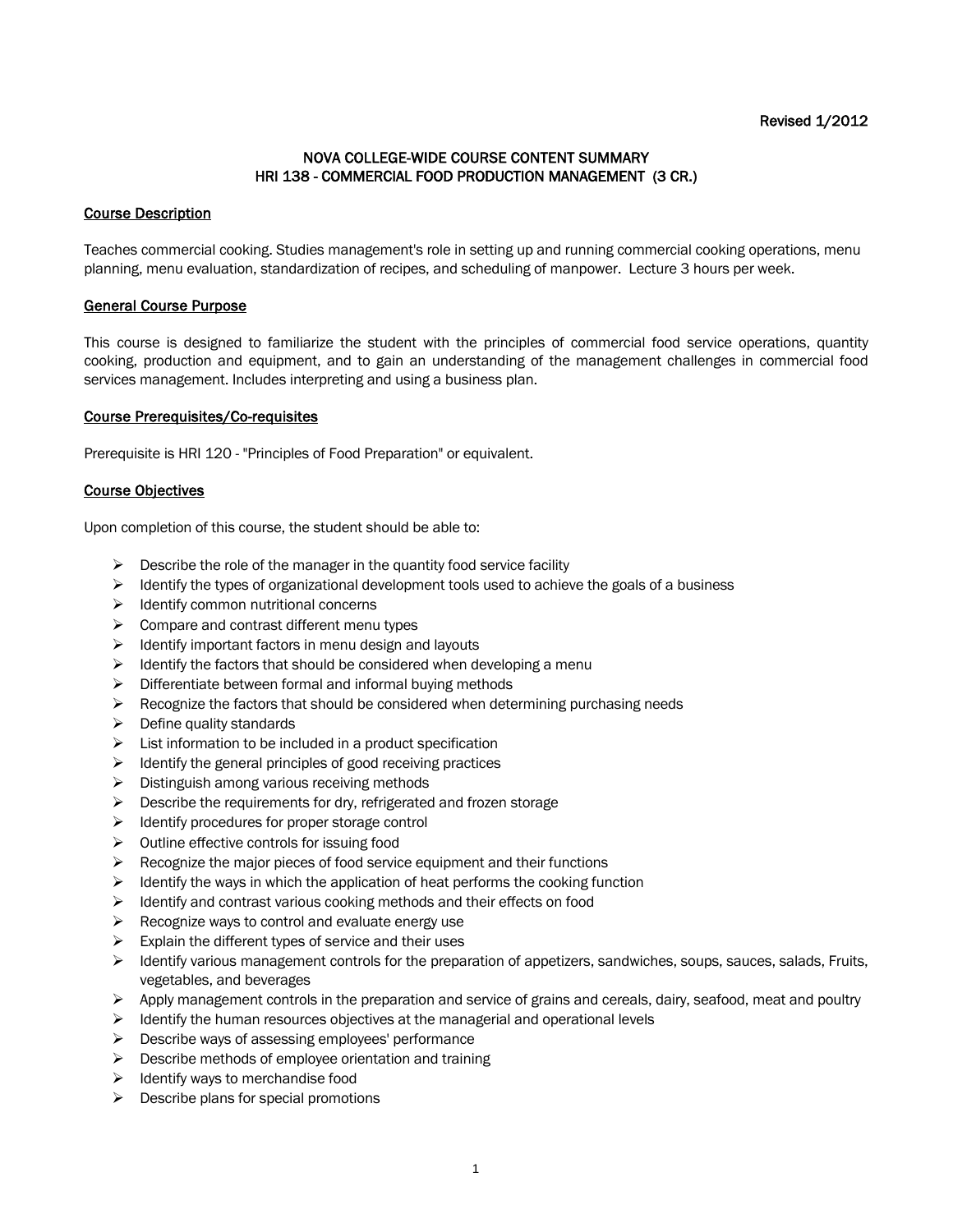Revised 1/2012

# NOVA COLLEGE-WIDE COURSE CONTENT SUMMARY
# HRI 138 - COMMERCIAL FOOD PRODUCTION MANAGEMENT (3 CR.)

## Course Description

Teaches commercial cooking. Studies management's role in setting up and running commercial cooking operations, menu planning, menu evaluation, standardization of recipes, and scheduling of manpower. Lecture 3 hours per week.

## General Course Purpose

This course is designed to familiarize the student with the principles of commercial food service operations, quantity cooking, production and equipment, and to gain an understanding of the management challenges in commercial food services management. Includes interpreting and using a business plan.

## Course Prerequisites/Co-requisites

Prerequisite is HRI 120 - "Principles of Food Preparation" or equivalent.

## Course Objectives

Upon completion of this course, the student should be able to:

- Describe the role of the manager in the quantity food service facility
- Identify the types of organizational development tools used to achieve the goals of a business
- Identify common nutritional concerns
- Compare and contrast different menu types
- Identify important factors in menu design and layouts
- Identify the factors that should be considered when developing a menu
- Differentiate between formal and informal buying methods
- Recognize the factors that should be considered when determining purchasing needs
- Define quality standards
- List information to be included in a product specification
- Identify the general principles of good receiving practices
- Distinguish among various receiving methods
- Describe the requirements for dry, refrigerated and frozen storage
- Identify procedures for proper storage control
- Outline effective controls for issuing food
- Recognize the major pieces of food service equipment and their functions
- Identify the ways in which the application of heat performs the cooking function
- Identify and contrast various cooking methods and their effects on food
- Recognize ways to control and evaluate energy use
- Explain the different types of service and their uses
- Identify various management controls for the preparation of appetizers, sandwiches, soups, sauces, salads, Fruits, vegetables, and beverages
- Apply management controls in the preparation and service of grains and cereals, dairy, seafood, meat and poultry
- Identify the human resources objectives at the managerial and operational levels
- Describe ways of assessing employees' performance
- Describe methods of employee orientation and training
- Identify ways to merchandise food
- Describe plans for special promotions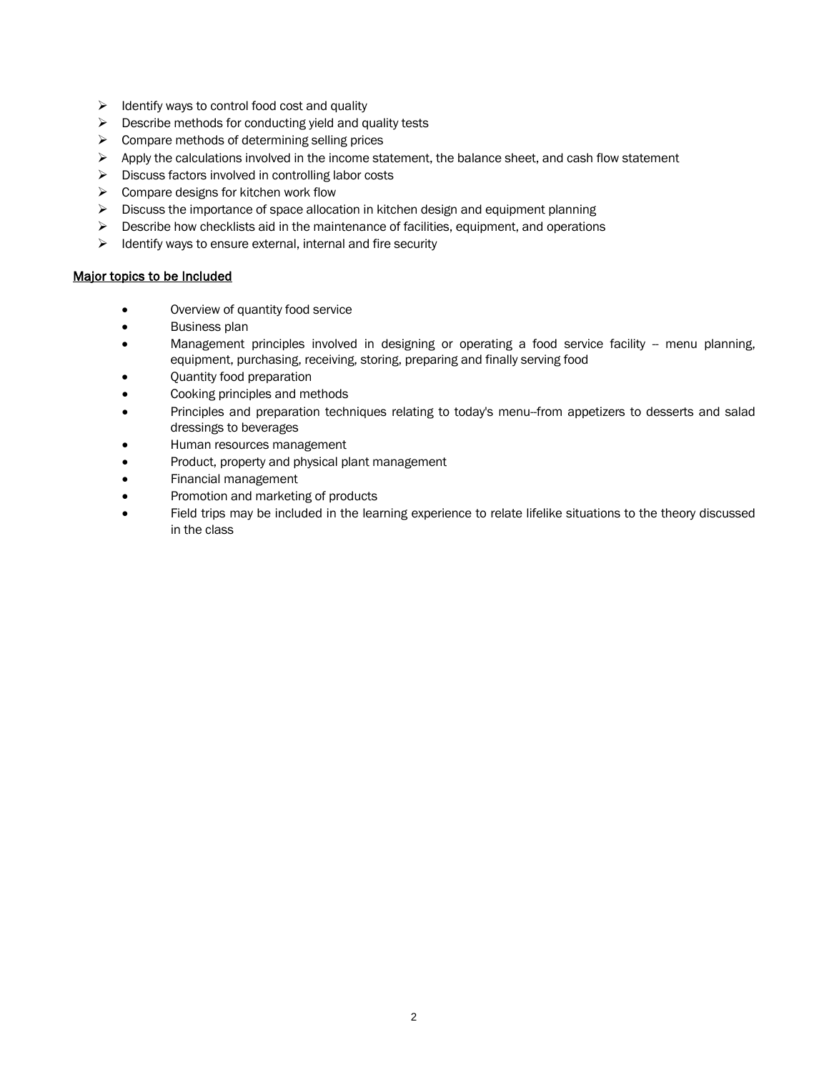- Identify ways to control food cost and quality
- Describe methods for conducting yield and quality tests
- Compare methods of determining selling prices
- Apply the calculations involved in the income statement, the balance sheet, and cash flow statement
- Discuss factors involved in controlling labor costs
- Compare designs for kitchen work flow
- Discuss the importance of space allocation in kitchen design and equipment planning
- Describe how checklists aid in the maintenance of facilities, equipment, and operations
- Identify ways to ensure external, internal and fire security

**Major topics to be Included**

- Overview of quantity food service
- Business plan
- Management principles involved in designing or operating a food service facility -- menu planning, equipment, purchasing, receiving, storing, preparing and finally serving food
- Quantity food preparation
- Cooking principles and methods
- Principles and preparation techniques relating to today's menu--from appetizers to desserts and salad dressings to beverages
- Human resources management
- Product, property and physical plant management
- Financial management
- Promotion and marketing of products
- Field trips may be included in the learning experience to relate lifelike situations to the theory discussed in the class